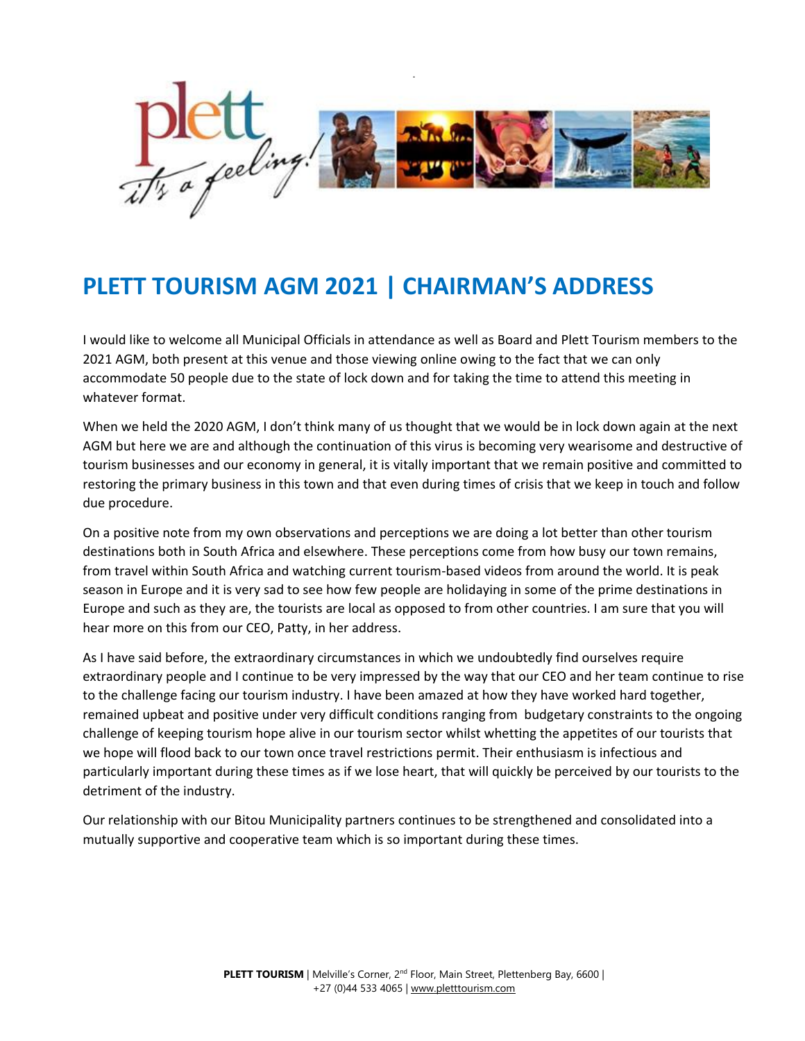# PLETT TOURISM AGM 2021 | CHAIRMAN'S ADDRESS

I would like to welcome all Municipal Officials in attendance as well as Board and Plett Tourism members to the 2021 AGM, both present at this venue and those viewing online owing to the fact that we can only accommodate 50 people due to the state of lock down and for taking the time to attend this meeting in whatever format.

When we held the 2020 AGM, I don't think many of us thought that we would be in lock down again at the next AGM but here we are and although the continuation of this virus is becoming very wearisome and destructive of tourism businesses and our economy in general, it is vitally important that we remain positive and committed to restoring the primary business in this town and that even during times of crisis that we keep in touch and follow due procedure.

On a positive note from my own observations and perceptions we are doing a lot better than other tourism destinations both in South Africa and elsewhere. These perceptions come from how busy our town remains, from travel within South Africa and watching current tourism-based videos from around the world. It is peak season in Europe and it is very sad to see how few people are holidaying in some of the prime destinations in Europe and such as they are, the tourists are local as opposed to from other countries. I am sure that you will hear more on this from our CEO, Patty, in her address.

As I have said before, the extraordinary circumstances in which we undoubtedly find ourselves require extraordinary people and I continue to be very impressed by the way that our CEO and her team continue to rise to the challenge facing our tourism industry. I have been amazed at how they have worked hard together, remained upbeat and positive under very difficult conditions ranging from budgetary constraints to the ongoing challenge of keeping tourism hope alive in our tourism sector whilst whetting the appetites of our tourists that we hope will flood back to our town once travel restrictions permit. Their enthusiasm is infectious and particularly important during these times as if we lose heart, that will quickly be perceived by our tourists to the detriment of the industry.

Our relationship with our Bitou Municipality partners continues to be strengthened and consolidated into a mutually supportive and cooperative team which is so important during these times.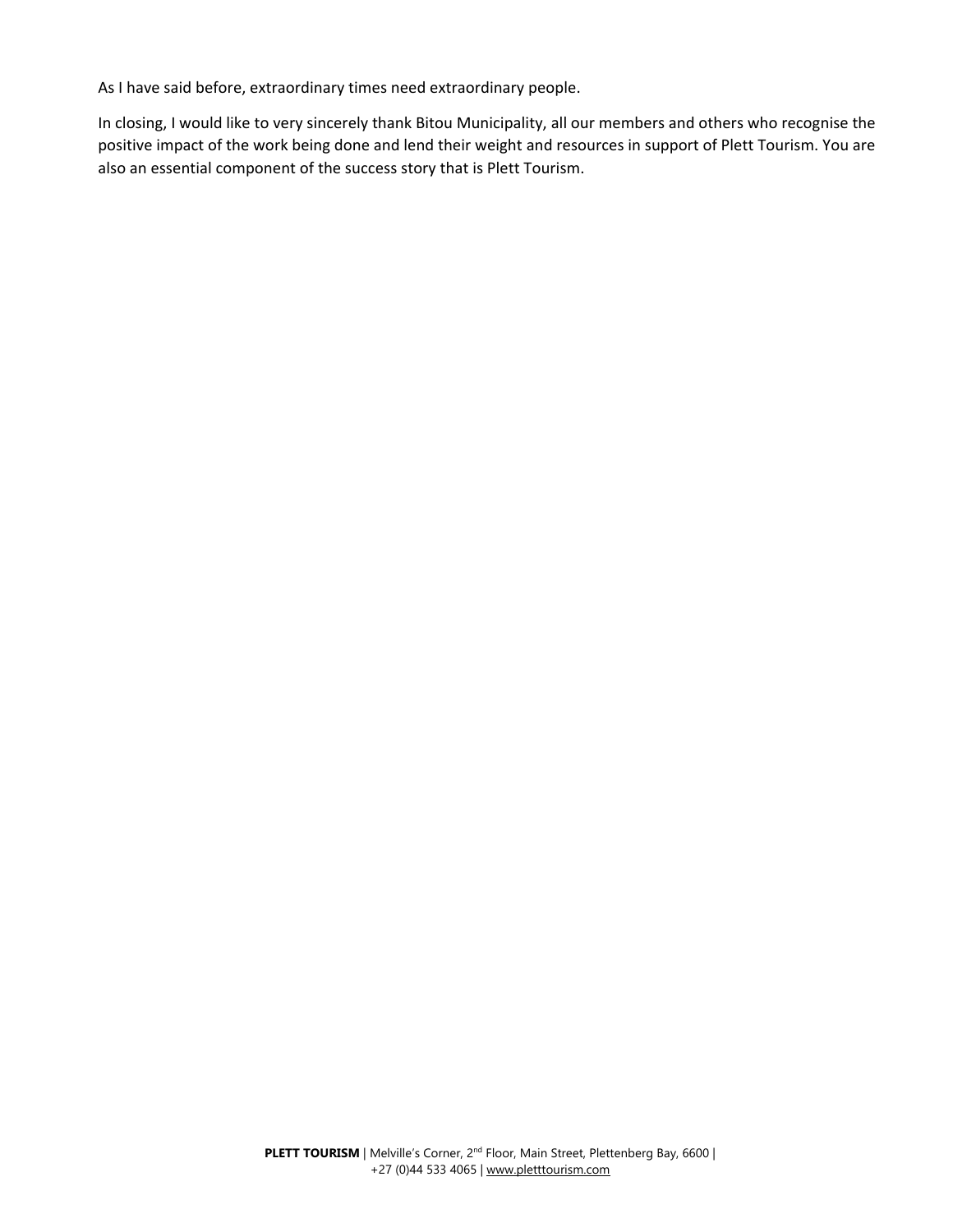As I have said before, extraordinary times need extraordinary people.

In closing, I would like to very sincerely thank Bitou Municipality, all our members and others who recognise the positive impact of the work being done and lend their weight and resources in support of Plett Tourism. You are also an essential component of the success story that is Plett Tourism.